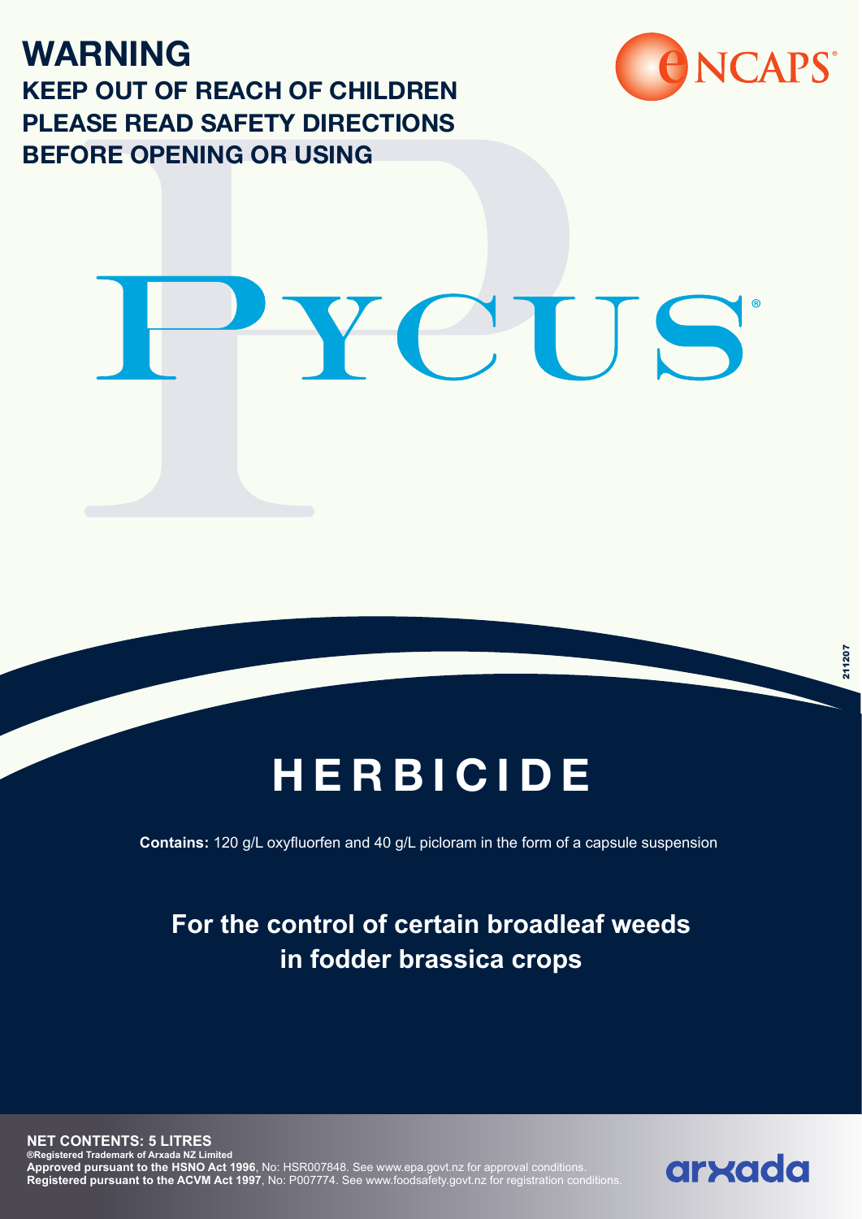# WARNING

**KEEP OUT OF REACH OF CHILDREN**
**PLEASE READ SAFETY DIRECTIONS BEFORE OPENING OR USING**

ENCAPS®

# PYCUS®

211207

## HERBICIDE

**Contains:** 120 g/L oxyfluorfen and 40 g/L picloram in the form of a capsule suspension

### For the control of certain broadleaf weeds in fodder brassica crops

**NET CONTENTS: 5 LITRES**

**®Registered Trademark of Arxada NZ Limited**

**Approved pursuant to the HSNO Act 1996**, No: HSR007848. See www.epa.govt.nz for approval conditions.

**Registered pursuant to the ACVM Act 1997**, No: P007774. See www.foodsafety.govt.nz for registration conditions.

arxada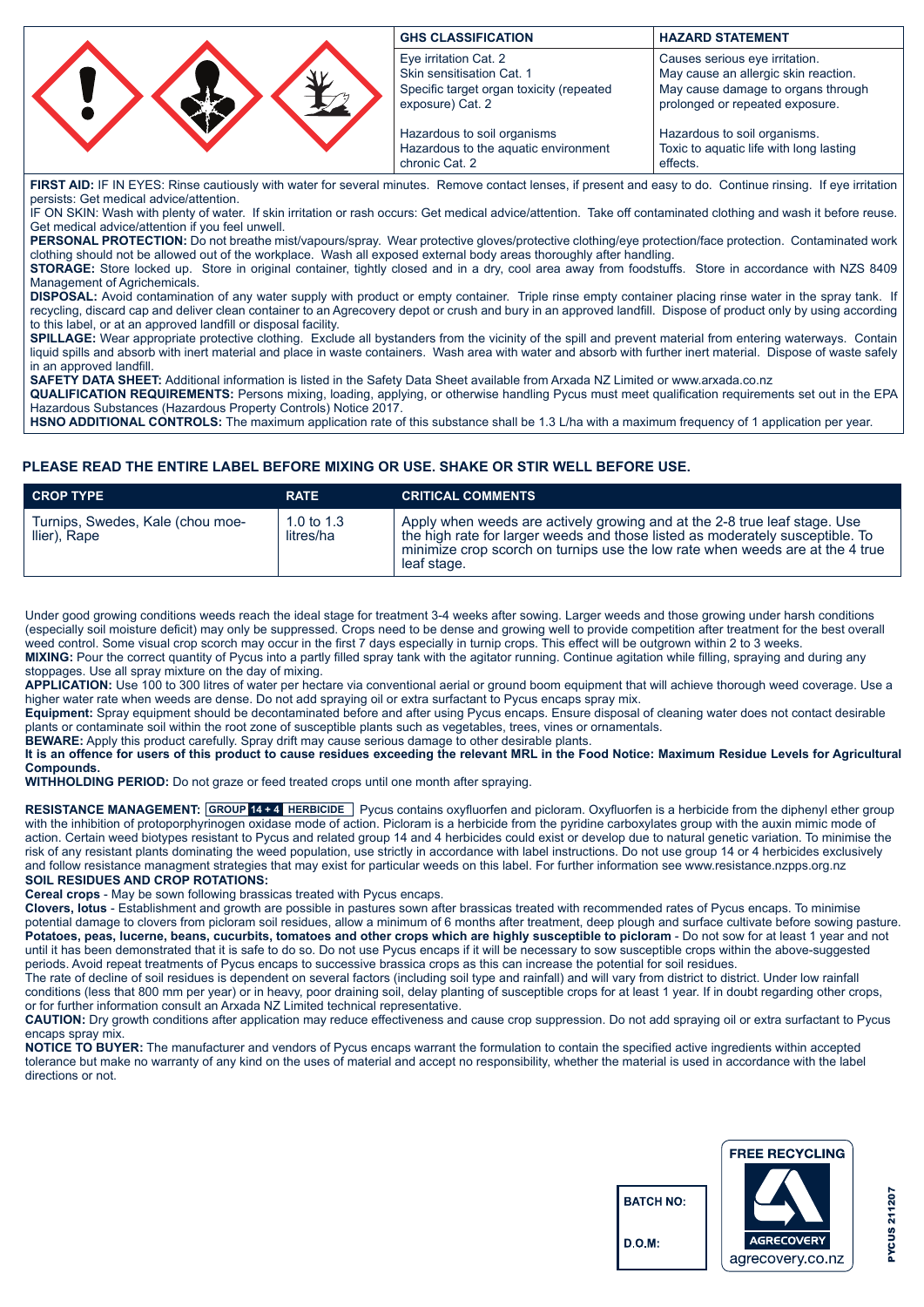| GHS CLASSIFICATION | HAZARD STATEMENT |
|---|---|
| Eye irritation Cat. 2<br>Skin sensitisation Cat. 1<br>Specific target organ toxicity (repeated exposure) Cat. 2 | Causes serious eye irritation.<br>May cause an allergic skin reaction.<br>May cause damage to organs through prolonged or repeated exposure. |
| Hazardous to soil organisms<br>Hazardous to the aquatic environment chronic Cat. 2 | Hazardous to soil organisms.<br>Toxic to aquatic life with long lasting effects. |

**FIRST AID:** IF IN EYES: Rinse cautiously with water for several minutes. Remove contact lenses, if present and easy to do. Continue rinsing. If eye irritation persists: Get medical advice/attention.
IF ON SKIN: Wash with plenty of water. If skin irritation or rash occurs: Get medical advice/attention. Take off contaminated clothing and wash it before reuse. Get medical advice/attention if you feel unwell.
**PERSONAL PROTECTION:** Do not breathe mist/vapours/spray. Wear protective gloves/protective clothing/eye protection/face protection. Contaminated work clothing should not be allowed out of the workplace. Wash all exposed external body areas thoroughly after handling.
**STORAGE:** Store locked up. Store in original container, tightly closed and in a dry, cool area away from foodstuffs. Store in accordance with NZS 8409 Management of Agrichemicals.
**DISPOSAL:** Avoid contamination of any water supply with product or empty container. Triple rinse empty container placing rinse water in the spray tank. If recycling, discard cap and deliver clean container to an Agrecovery depot or crush and bury in an approved landfill. Dispose of product only by using according to this label, or at an approved landfill or disposal facility.
**SPILLAGE:** Wear appropriate protective clothing. Exclude all bystanders from the vicinity of the spill and prevent material from entering waterways. Contain liquid spills and absorb with inert material and place in waste containers. Wash area with water and absorb with further inert material. Dispose of waste safely in an approved landfill.
**SAFETY DATA SHEET:** Additional information is listed in the Safety Data Sheet available from Arxada NZ Limited or www.arxada.co.nz
**QUALIFICATION REQUIREMENTS:** Persons mixing, loading, applying, or otherwise handling Pycus must meet qualification requirements set out in the EPA Hazardous Substances (Hazardous Property Controls) Notice 2017.
**HSNO ADDITIONAL CONTROLS:** The maximum application rate of this substance shall be 1.3 L/ha with a maximum frequency of 1 application per year.

## PLEASE READ THE ENTIRE LABEL BEFORE MIXING OR USE. SHAKE OR STIR WELL BEFORE USE.

| CROP TYPE | RATE | CRITICAL COMMENTS |
|---|---|---|
| Turnips, Swedes, Kale (chou moellier), Rape | 1.0 to 1.3 litres/ha | Apply when weeds are actively growing and at the 2-8 true leaf stage. Use the high rate for larger weeds and those listed as moderately susceptible. To minimize crop scorch on turnips use the low rate when weeds are at the 4 true leaf stage. |

Under good growing conditions weeds reach the ideal stage for treatment 3-4 weeks after sowing. Larger weeds and those growing under harsh conditions (especially soil moisture deficit) may only be suppressed. Crops need to be dense and growing well to provide competition after treatment for the best overall weed control. Some visual crop scorch may occur in the first 7 days especially in turnip crops. This effect will be outgrown within 2 to 3 weeks.
**MIXING:** Pour the correct quantity of Pycus into a partly filled spray tank with the agitator running. Continue agitation while filling, spraying and during any stoppages. Use all spray mixture on the day of mixing.
**APPLICATION:** Use 100 to 300 litres of water per hectare via conventional aerial or ground boom equipment that will achieve thorough weed coverage. Use a higher water rate when weeds are dense. Do not add spraying oil or extra surfactant to Pycus encaps spray mix.
**Equipment:** Spray equipment should be decontaminated before and after using Pycus encaps. Ensure disposal of cleaning water does not contact desirable plants or contaminate soil within the root zone of susceptible plants such as vegetables, trees, vines or ornamentals.
**BEWARE:** Apply this product carefully. Spray drift may cause serious damage to other desirable plants.
**It is an offence for users of this product to cause residues exceeding the relevant MRL in the Food Notice: Maximum Residue Levels for Agricultural Compounds.**
**WITHHOLDING PERIOD:** Do not graze or feed treated crops until one month after spraying.

**RESISTANCE MANAGEMENT:** GROUP 14 + 4 HERBICIDE Pycus contains oxyfluorfen and picloram. Oxyfluorfen is a herbicide from the diphenyl ether group with the inhibition of protoporphyrinogen oxidase mode of action. Picloram is a herbicide from the pyridine carboxylates group with the auxin mimic mode of action. Certain weed biotypes resistant to Pycus and related group 14 and 4 herbicides could exist or develop due to natural genetic variation. To minimise the risk of any resistant plants dominating the weed population, use strictly in accordance with label instructions. Do not use group 14 or 4 herbicides exclusively and follow resistance managment strategies that may exist for particular weeds on this label. For further information see www.resistance.nzpps.org.nz
**SOIL RESIDUES AND CROP ROTATIONS:**
**Cereal crops** - May be sown following brassicas treated with Pycus encaps.
**Clovers, lotus** - Establishment and growth are possible in pastures sown after brassicas treated with recommended rates of Pycus encaps. To minimise potential damage to clovers from picloram soil residues, allow a minimum of 6 months after treatment, deep plough and surface cultivate before sowing pasture.
**Potatoes, peas, lucerne, beans, cucurbits, tomatoes and other crops which are highly susceptible to picloram** - Do not sow for at least 1 year and not until it has been demonstrated that it is safe to do so. Do not use Pycus encaps if it will be necessary to sow susceptible crops within the above-suggested periods. Avoid repeat treatments of Pycus encaps to successive brassica crops as this can increase the potential for soil residues.
The rate of decline of soil residues is dependent on several factors (including soil type and rainfall) and will vary from district to district. Under low rainfall conditions (less that 800 mm per year) or in heavy, poor draining soil, delay planting of susceptible crops for at least 1 year. If in doubt regarding other crops, or for further information consult an Arxada NZ Limited technical representative.
**CAUTION:** Dry growth conditions after application may reduce effectiveness and cause crop suppression. Do not add spraying oil or extra surfactant to Pycus encaps spray mix.
**NOTICE TO BUYER:** The manufacturer and vendors of Pycus encaps warrant the formulation to contain the specified active ingredients within accepted tolerance but make no warranty of any kind on the uses of material and accept no responsibility, whether the material is used in accordance with the label directions or not.

BATCH NO:

D.O.M:

FREE RECYCLING
AGRECOVERY
agrecovery.co.nz

PYCUS 211207